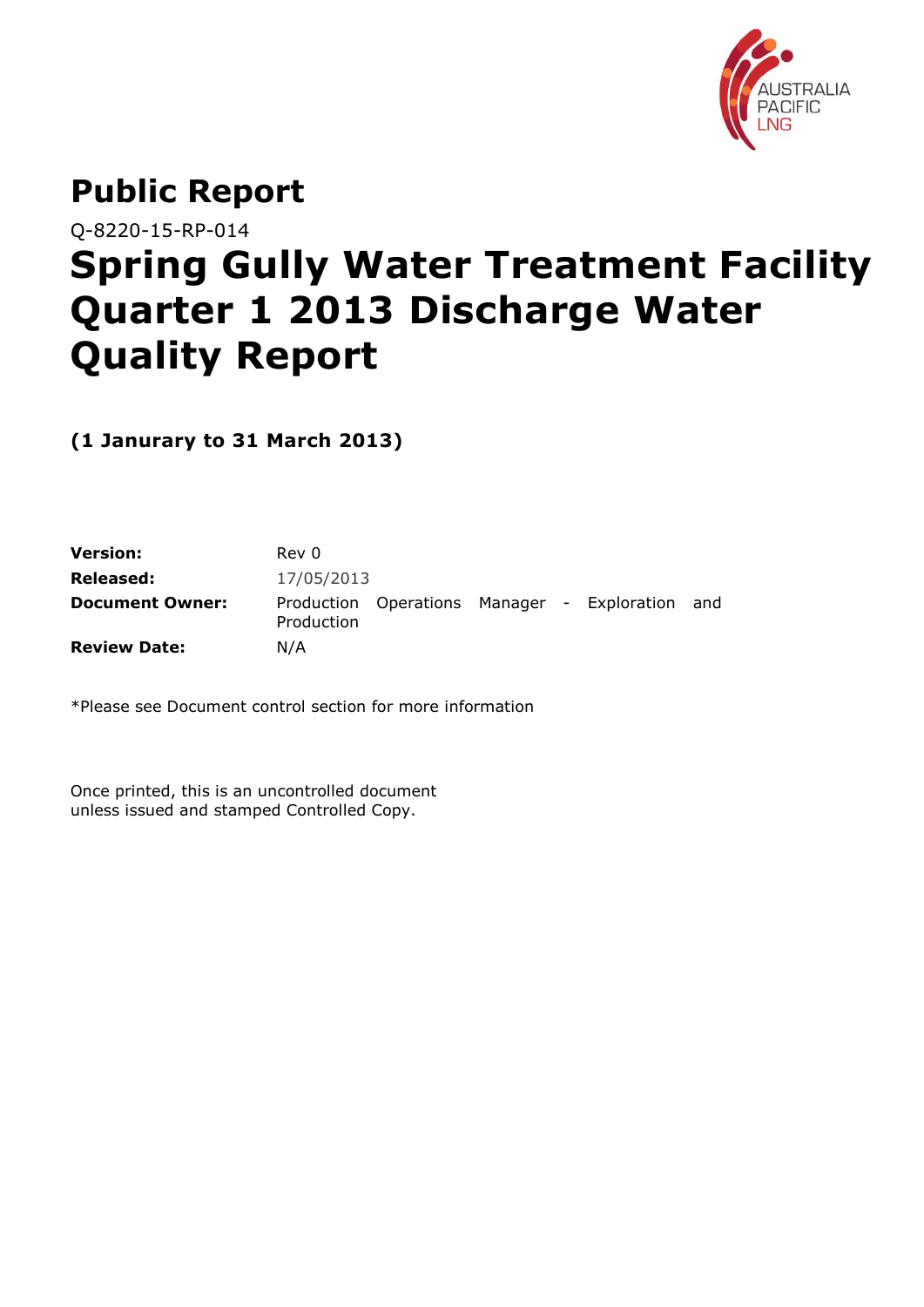# Public Report

Q-8220-15-RP-014

# Spring Gully Water Treatment Facility Quarter 1 2013 Discharge Water Quality Report

**(1 Janurary to 31 March 2013)**

| | |
|---|---|
| **Version:** | Rev 0 |
| **Released:** | 17/05/2013 |
| **Document Owner:** | Production Operations Manager - Exploration and Production |
| **Review Date:** | N/A |

*Please see Document control section for more information

Once printed, this is an uncontrolled document unless issued and stamped Controlled Copy.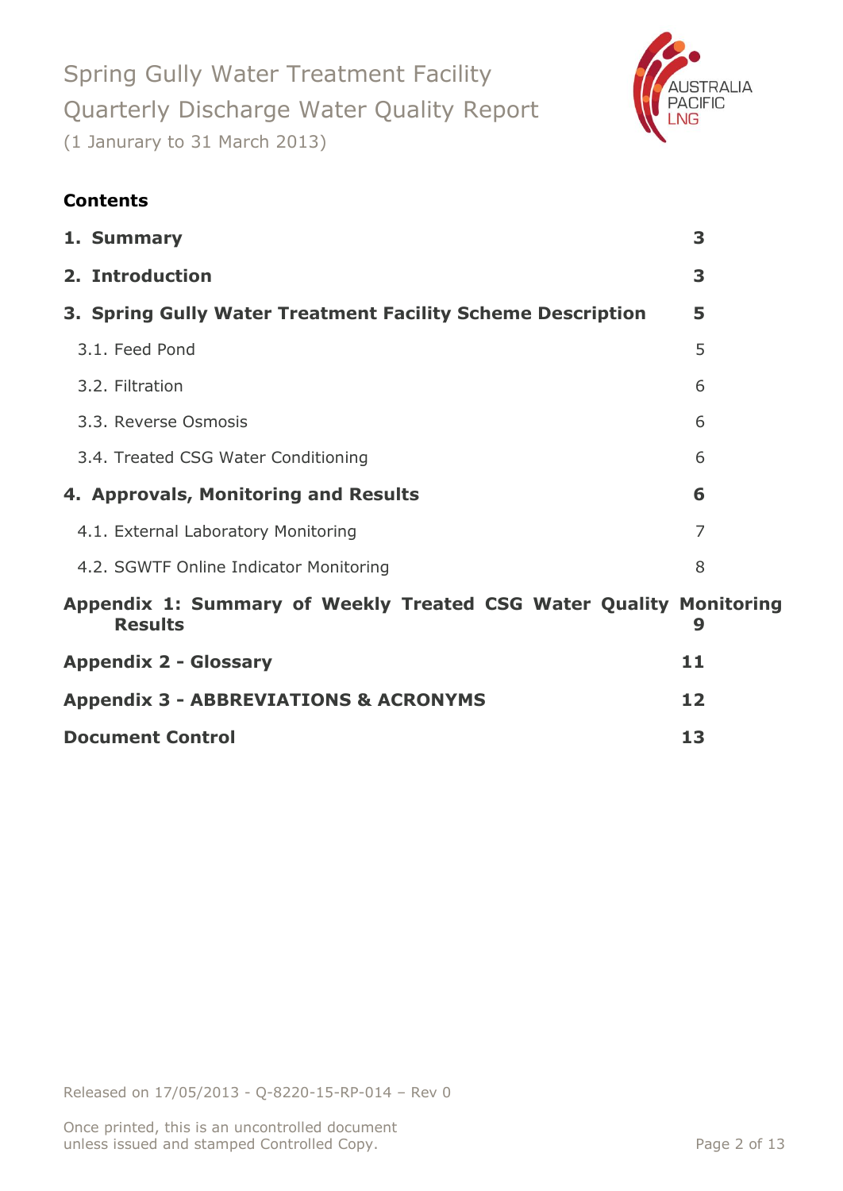## Contents

| | |
|---|---|
| **1. Summary** | **3** |
| **2. Introduction** | **3** |
| **3. Spring Gully Water Treatment Facility Scheme Description** | **5** |
| 3.1. Feed Pond | 5 |
| 3.2. Filtration | 6 |
| 3.3. Reverse Osmosis | 6 |
| 3.4. Treated CSG Water Conditioning | 6 |
| **4. Approvals, Monitoring and Results** | **6** |
| 4.1. External Laboratory Monitoring | 7 |
| 4.2. SGWTF Online Indicator Monitoring | 8 |
| **Appendix 1: Summary of Weekly Treated CSG Water Quality Monitoring Results** | **9** |
| **Appendix 2 - Glossary** | **11** |
| **Appendix 3 - ABBREVIATIONS & ACRONYMS** | **12** |
| **Document Control** | **13** |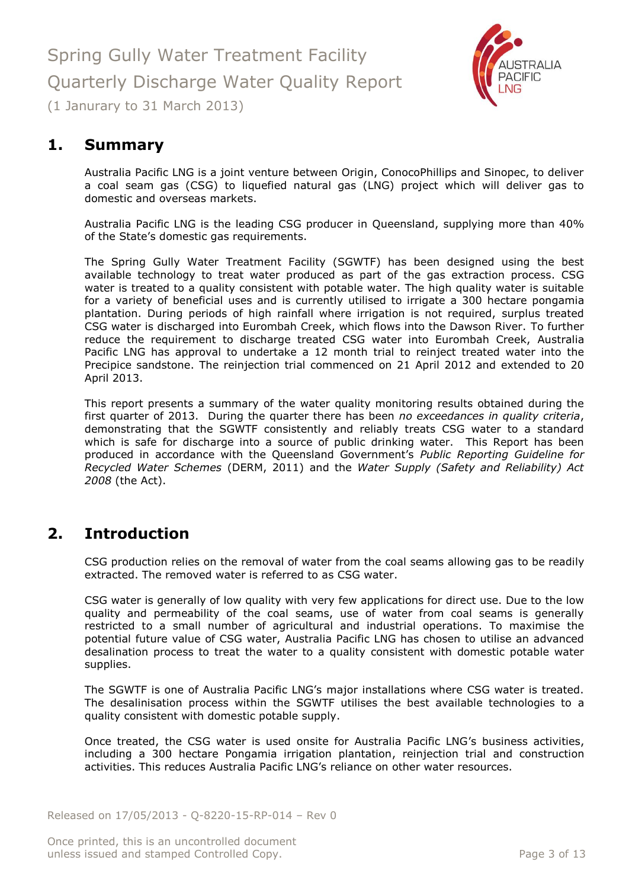Spring Gully Water Treatment Facility

Quarterly Discharge Water Quality Report

(1 Janurary to 31 March 2013)

# 1. Summary

Australia Pacific LNG is a joint venture between Origin, ConocoPhillips and Sinopec, to deliver a coal seam gas (CSG) to liquefied natural gas (LNG) project which will deliver gas to domestic and overseas markets.

Australia Pacific LNG is the leading CSG producer in Queensland, supplying more than 40% of the State's domestic gas requirements.

The Spring Gully Water Treatment Facility (SGWTF) has been designed using the best available technology to treat water produced as part of the gas extraction process. CSG water is treated to a quality consistent with potable water. The high quality water is suitable for a variety of beneficial uses and is currently utilised to irrigate a 300 hectare pongamia plantation. During periods of high rainfall where irrigation is not required, surplus treated CSG water is discharged into Eurombah Creek, which flows into the Dawson River. To further reduce the requirement to discharge treated CSG water into Eurombah Creek, Australia Pacific LNG has approval to undertake a 12 month trial to reinject treated water into the Precipice sandstone. The reinjection trial commenced on 21 April 2012 and extended to 20 April 2013.

This report presents a summary of the water quality monitoring results obtained during the first quarter of 2013. During the quarter there has been *no exceedances in quality criteria*, demonstrating that the SGWTF consistently and reliably treats CSG water to a standard which is safe for discharge into a source of public drinking water. This Report has been produced in accordance with the Queensland Government's *Public Reporting Guideline for Recycled Water Schemes* (DERM, 2011) and the *Water Supply (Safety and Reliability) Act 2008* (the Act).

# 2. Introduction

CSG production relies on the removal of water from the coal seams allowing gas to be readily extracted. The removed water is referred to as CSG water.

CSG water is generally of low quality with very few applications for direct use. Due to the low quality and permeability of the coal seams, use of water from coal seams is generally restricted to a small number of agricultural and industrial operations. To maximise the potential future value of CSG water, Australia Pacific LNG has chosen to utilise an advanced desalination process to treat the water to a quality consistent with domestic potable water supplies.

The SGWTF is one of Australia Pacific LNG's major installations where CSG water is treated. The desalinisation process within the SGWTF utilises the best available technologies to a quality consistent with domestic potable supply.

Once treated, the CSG water is used onsite for Australia Pacific LNG's business activities, including a 300 hectare Pongamia irrigation plantation, reinjection trial and construction activities. This reduces Australia Pacific LNG's reliance on other water resources.

Released on 17/05/2013 - Q-8220-15-RP-014 – Rev 0

Once printed, this is an uncontrolled document unless issued and stamped Controlled Copy.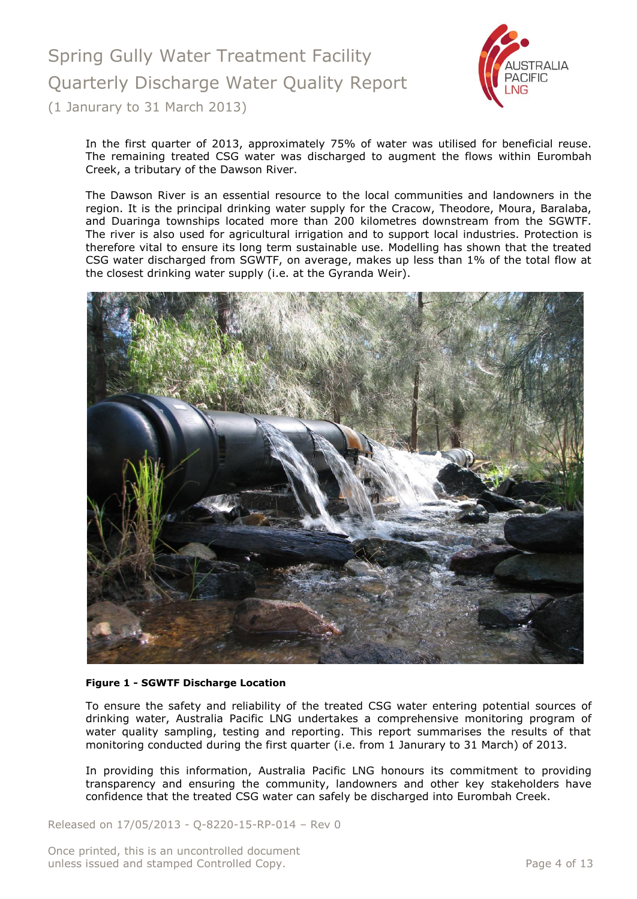In the first quarter of 2013, approximately 75% of water was utilised for beneficial reuse. The remaining treated CSG water was discharged to augment the flows within Eurombah Creek, a tributary of the Dawson River.

The Dawson River is an essential resource to the local communities and landowners in the region. It is the principal drinking water supply for the Cracow, Theodore, Moura, Baralaba, and Duaringa townships located more than 200 kilometres downstream from the SGWTF. The river is also used for agricultural irrigation and to support local industries. Protection is therefore vital to ensure its long term sustainable use. Modelling has shown that the treated CSG water discharged from SGWTF, on average, makes up less than 1% of the total flow at the closest drinking water supply (i.e. at the Gyranda Weir).

**Figure 1 - SGWTF Discharge Location**

To ensure the safety and reliability of the treated CSG water entering potential sources of drinking water, Australia Pacific LNG undertakes a comprehensive monitoring program of water quality sampling, testing and reporting. This report summarises the results of that monitoring conducted during the first quarter (i.e. from 1 Janurary to 31 March) of 2013.

In providing this information, Australia Pacific LNG honours its commitment to providing transparency and ensuring the community, landowners and other key stakeholders have confidence that the treated CSG water can safely be discharged into Eurombah Creek.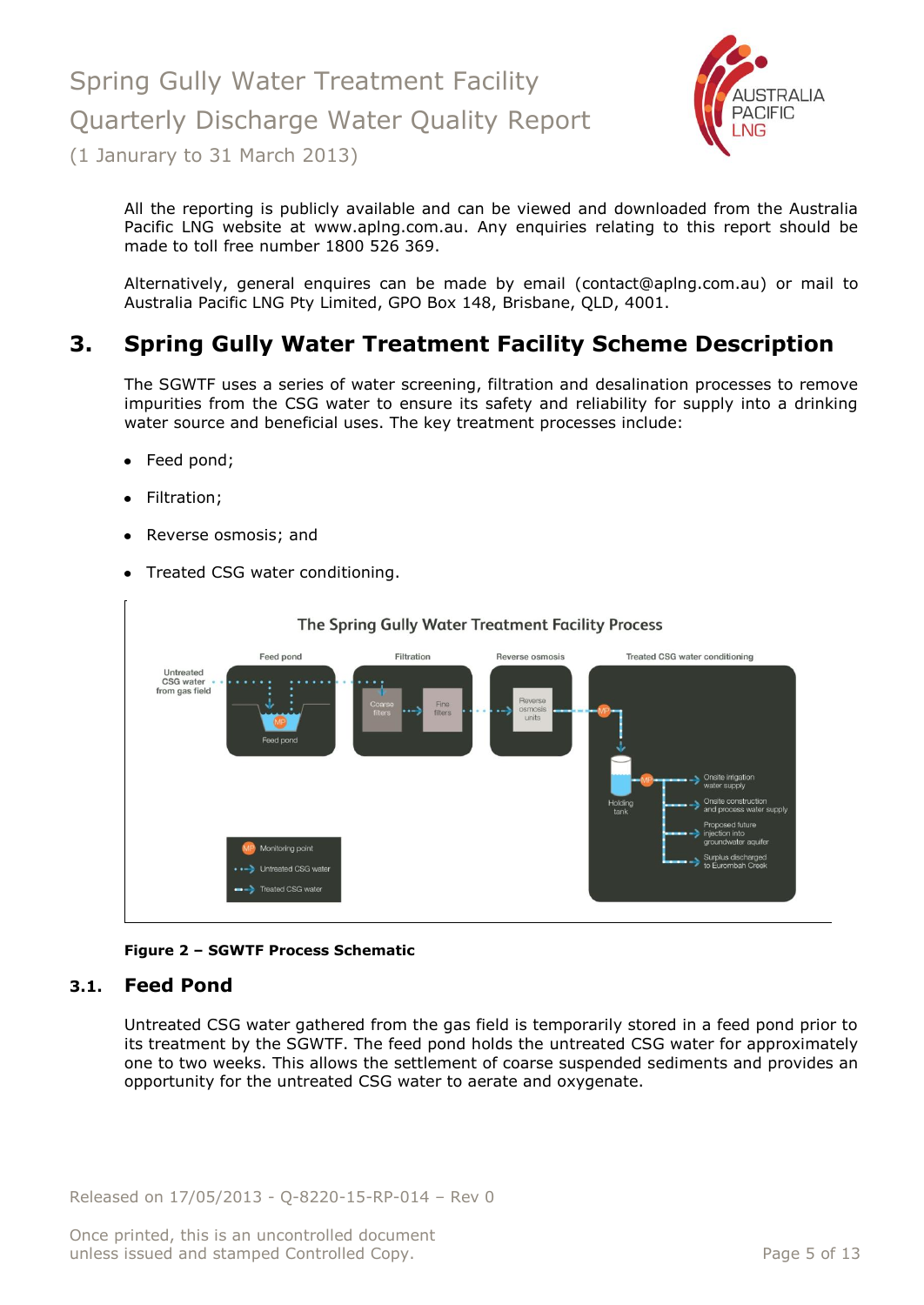All the reporting is publicly available and can be viewed and downloaded from the Australia Pacific LNG website at www.aplng.com.au. Any enquiries relating to this report should be made to toll free number 1800 526 369.

Alternatively, general enquires can be made by email (contact@aplng.com.au) or mail to Australia Pacific LNG Pty Limited, GPO Box 148, Brisbane, QLD, 4001.

# 3. Spring Gully Water Treatment Facility Scheme Description

The SGWTF uses a series of water screening, filtration and desalination processes to remove impurities from the CSG water to ensure its safety and reliability for supply into a drinking water source and beneficial uses. The key treatment processes include:

- Feed pond;
- Filtration;
- Reverse osmosis; and
- Treated CSG water conditioning.

**Figure 2 – SGWTF Process Schematic**

## 3.1. Feed Pond

Untreated CSG water gathered from the gas field is temporarily stored in a feed pond prior to its treatment by the SGWTF. The feed pond holds the untreated CSG water for approximately one to two weeks. This allows the settlement of coarse suspended sediments and provides an opportunity for the untreated CSG water to aerate and oxygenate.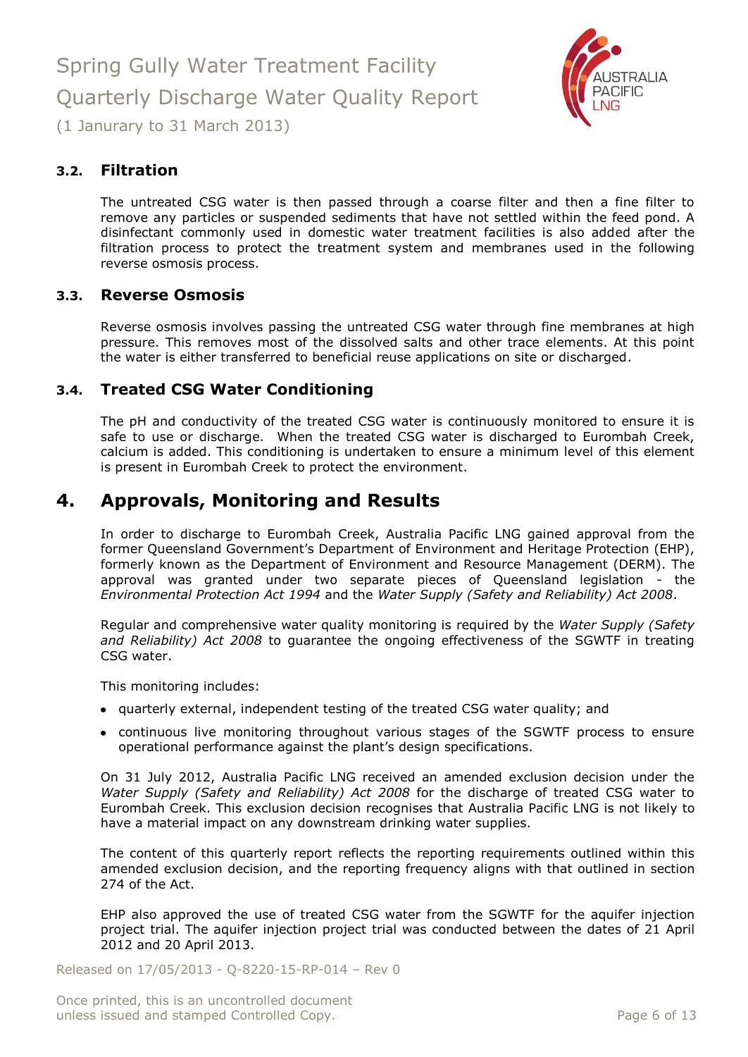### 3.2. Filtration

The untreated CSG water is then passed through a coarse filter and then a fine filter to remove any particles or suspended sediments that have not settled within the feed pond. A disinfectant commonly used in domestic water treatment facilities is also added after the filtration process to protect the treatment system and membranes used in the following reverse osmosis process.

### 3.3. Reverse Osmosis

Reverse osmosis involves passing the untreated CSG water through fine membranes at high pressure. This removes most of the dissolved salts and other trace elements. At this point the water is either transferred to beneficial reuse applications on site or discharged.

### 3.4. Treated CSG Water Conditioning

The pH and conductivity of the treated CSG water is continuously monitored to ensure it is safe to use or discharge. When the treated CSG water is discharged to Eurombah Creek, calcium is added. This conditioning is undertaken to ensure a minimum level of this element is present in Eurombah Creek to protect the environment.

## 4. Approvals, Monitoring and Results

In order to discharge to Eurombah Creek, Australia Pacific LNG gained approval from the former Queensland Government's Department of Environment and Heritage Protection (EHP), formerly known as the Department of Environment and Resource Management (DERM). The approval was granted under two separate pieces of Queensland legislation - the *Environmental Protection Act 1994* and the *Water Supply (Safety and Reliability) Act 2008*.

Regular and comprehensive water quality monitoring is required by the *Water Supply (Safety and Reliability) Act 2008* to guarantee the ongoing effectiveness of the SGWTF in treating CSG water.

This monitoring includes:

- quarterly external, independent testing of the treated CSG water quality; and
- continuous live monitoring throughout various stages of the SGWTF process to ensure operational performance against the plant's design specifications.

On 31 July 2012, Australia Pacific LNG received an amended exclusion decision under the *Water Supply (Safety and Reliability) Act 2008* for the discharge of treated CSG water to Eurombah Creek. This exclusion decision recognises that Australia Pacific LNG is not likely to have a material impact on any downstream drinking water supplies.

The content of this quarterly report reflects the reporting requirements outlined within this amended exclusion decision, and the reporting frequency aligns with that outlined in section 274 of the Act.

EHP also approved the use of treated CSG water from the SGWTF for the aquifer injection project trial. The aquifer injection project trial was conducted between the dates of 21 April 2012 and 20 April 2013.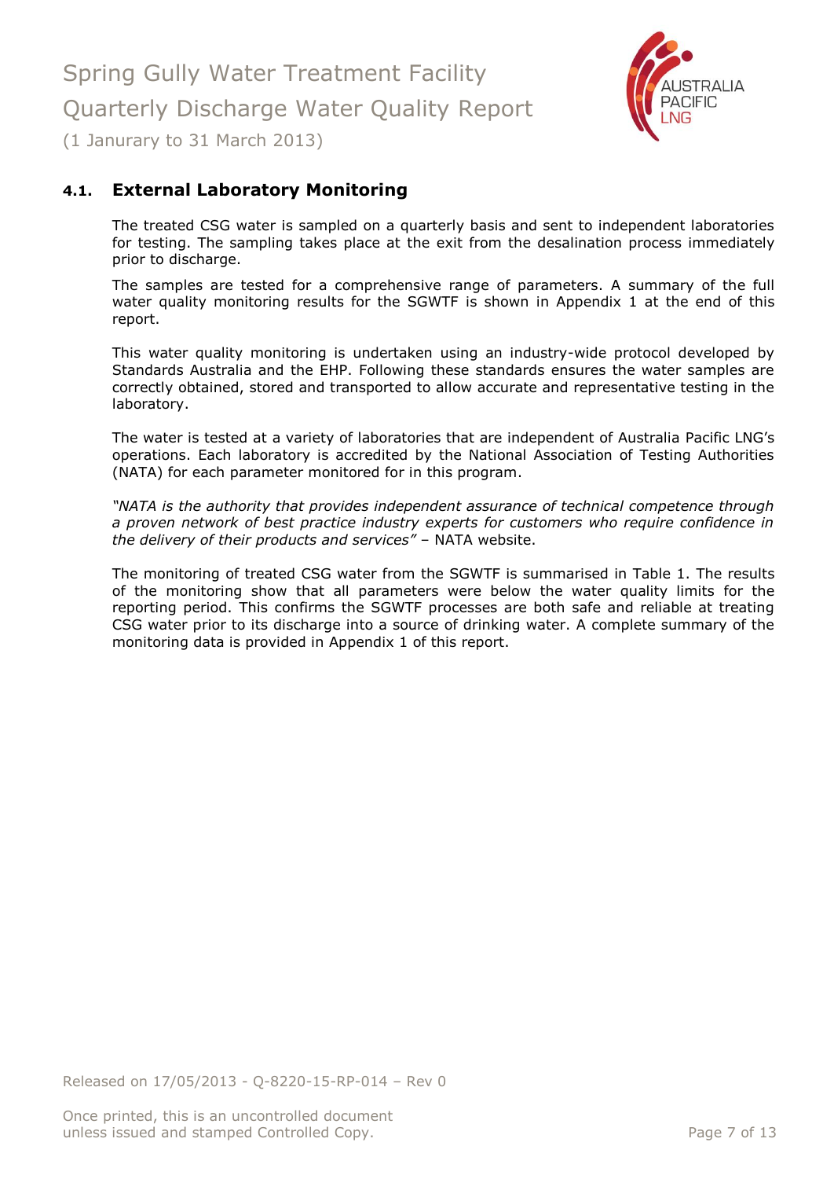## 4.1. External Laboratory Monitoring

The treated CSG water is sampled on a quarterly basis and sent to independent laboratories for testing. The sampling takes place at the exit from the desalination process immediately prior to discharge.

The samples are tested for a comprehensive range of parameters. A summary of the full water quality monitoring results for the SGWTF is shown in Appendix 1 at the end of this report.

This water quality monitoring is undertaken using an industry-wide protocol developed by Standards Australia and the EHP. Following these standards ensures the water samples are correctly obtained, stored and transported to allow accurate and representative testing in the laboratory.

The water is tested at a variety of laboratories that are independent of Australia Pacific LNG's operations. Each laboratory is accredited by the National Association of Testing Authorities (NATA) for each parameter monitored for in this program.

*"NATA is the authority that provides independent assurance of technical competence through a proven network of best practice industry experts for customers who require confidence in the delivery of their products and services"* – NATA website.

The monitoring of treated CSG water from the SGWTF is summarised in Table 1. The results of the monitoring show that all parameters were below the water quality limits for the reporting period. This confirms the SGWTF processes are both safe and reliable at treating CSG water prior to its discharge into a source of drinking water. A complete summary of the monitoring data is provided in Appendix 1 of this report.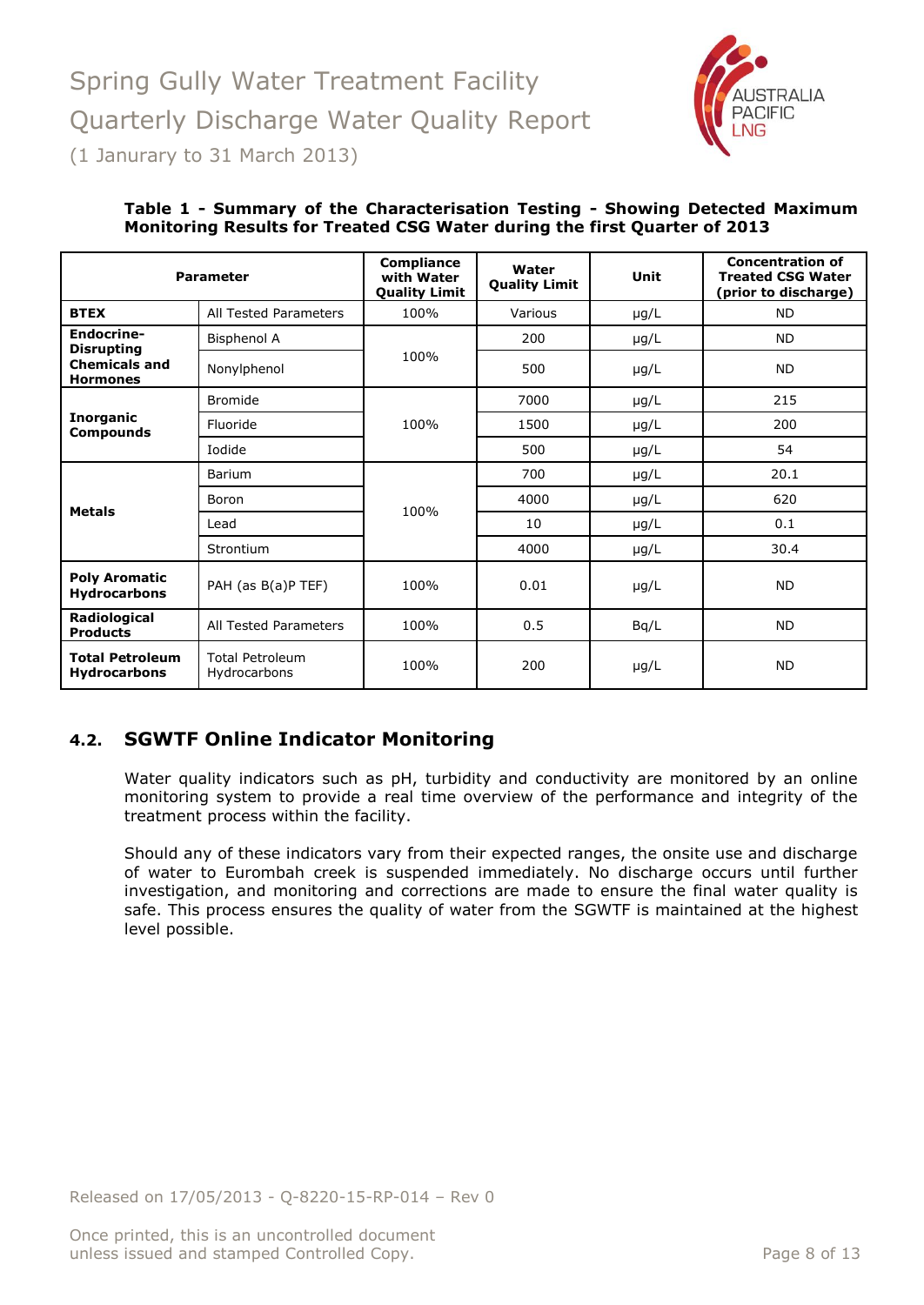**Table 1 - Summary of the Characterisation Testing - Showing Detected Maximum Monitoring Results for Treated CSG Water during the first Quarter of 2013**

| Parameter | | Compliance with Water Quality Limit | Water Quality Limit | Unit | Concentration of Treated CSG Water (prior to discharge) |
|---|---|---|---|---|---|
| **BTEX** | All Tested Parameters | 100% | Various | µg/L | ND |
| **Endocrine-Disrupting Chemicals and Hormones** | Bisphenol A | 100% | 200 | µg/L | ND |
| | Nonylphenol | | 500 | µg/L | ND |
| **Inorganic Compounds** | Bromide | 100% | 7000 | µg/L | 215 |
| | Fluoride | | 1500 | µg/L | 200 |
| | Iodide | | 500 | µg/L | 54 |
| **Metals** | Barium | 100% | 700 | µg/L | 20.1 |
| | Boron | | 4000 | µg/L | 620 |
| | Lead | | 10 | µg/L | 0.1 |
| | Strontium | | 4000 | µg/L | 30.4 |
| **Poly Aromatic Hydrocarbons** | PAH (as B(a)P TEF) | 100% | 0.01 | µg/L | ND |
| **Radiological Products** | All Tested Parameters | 100% | 0.5 | Bq/L | ND |
| **Total Petroleum Hydrocarbons** | Total Petroleum Hydrocarbons | 100% | 200 | µg/L | ND |

## 4.2. SGWTF Online Indicator Monitoring

Water quality indicators such as pH, turbidity and conductivity are monitored by an online monitoring system to provide a real time overview of the performance and integrity of the treatment process within the facility.

Should any of these indicators vary from their expected ranges, the onsite use and discharge of water to Eurombah creek is suspended immediately. No discharge occurs until further investigation, and monitoring and corrections are made to ensure the final water quality is safe. This process ensures the quality of water from the SGWTF is maintained at the highest level possible.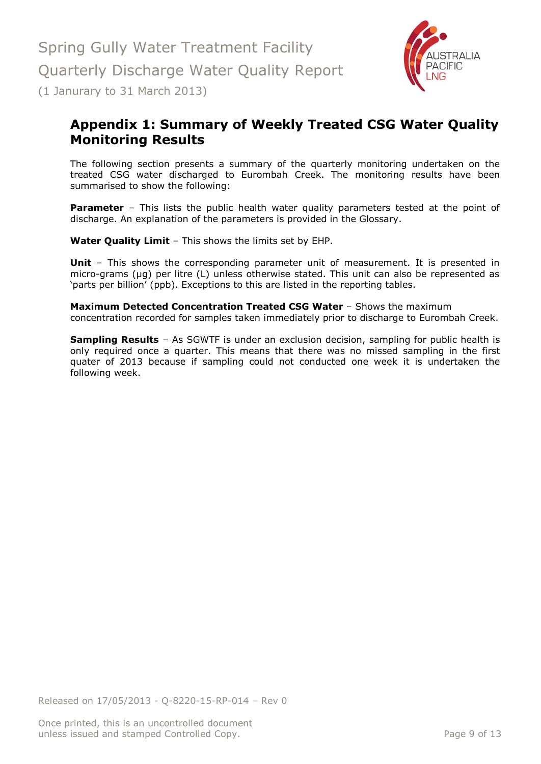## Appendix 1: Summary of Weekly Treated CSG Water Quality Monitoring Results

The following section presents a summary of the quarterly monitoring undertaken on the treated CSG water discharged to Eurombah Creek. The monitoring results have been summarised to show the following:

**Parameter** – This lists the public health water quality parameters tested at the point of discharge. An explanation of the parameters is provided in the Glossary.

**Water Quality Limit** – This shows the limits set by EHP.

**Unit** – This shows the corresponding parameter unit of measurement. It is presented in micro-grams (µg) per litre (L) unless otherwise stated. This unit can also be represented as 'parts per billion' (ppb). Exceptions to this are listed in the reporting tables.

**Maximum Detected Concentration Treated CSG Water** – Shows the maximum concentration recorded for samples taken immediately prior to discharge to Eurombah Creek.

**Sampling Results** – As SGWTF is under an exclusion decision, sampling for public health is only required once a quarter. This means that there was no missed sampling in the first quater of 2013 because if sampling could not conducted one week it is undertaken the following week.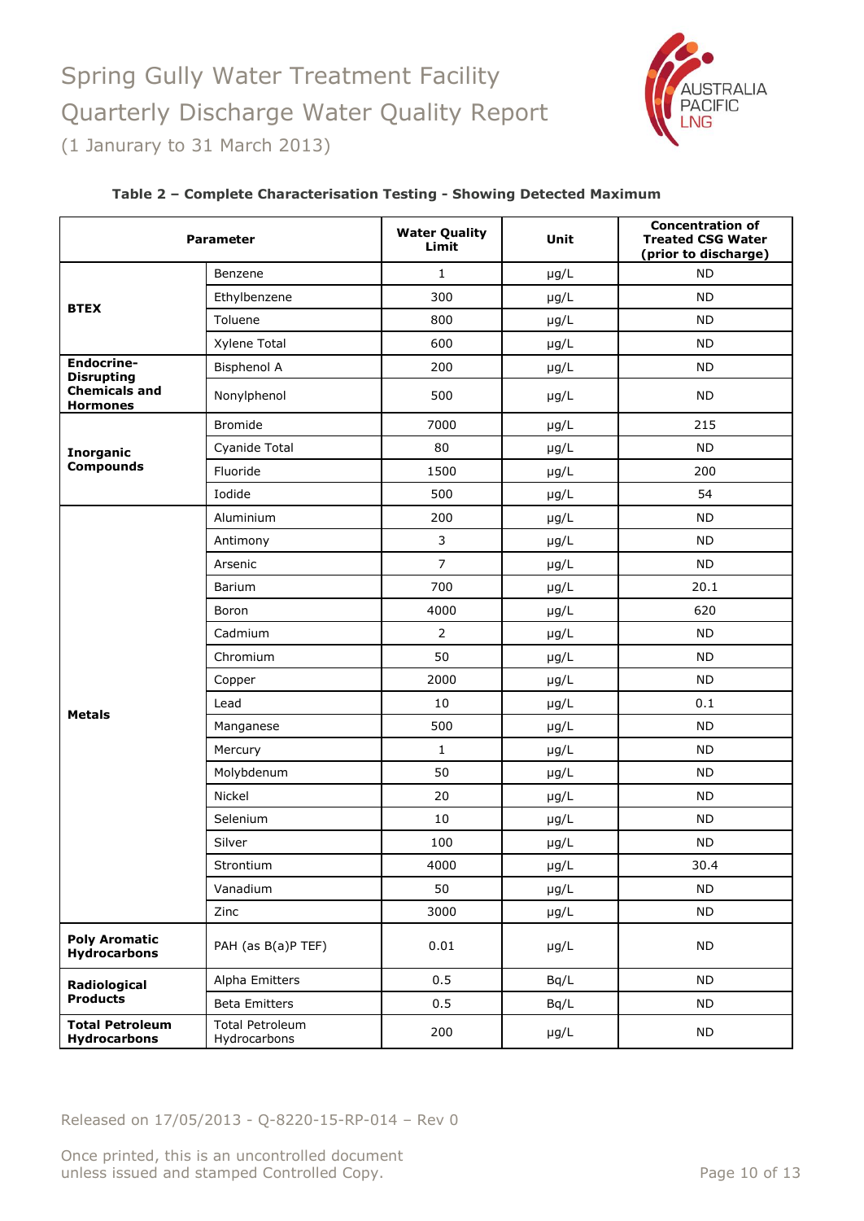Spring Gully Water Treatment Facility

Quarterly Discharge Water Quality Report

(1 Janurary to 31 March 2013)

**Table 2 – Complete Characterisation Testing - Showing Detected Maximum**

| Parameter | | Water Quality Limit | Unit | Concentration of Treated CSG Water (prior to discharge) |
|---|---|---|---|---|
| **BTEX** | Benzene | 1 | µg/L | ND |
| | Ethylbenzene | 300 | µg/L | ND |
| | Toluene | 800 | µg/L | ND |
| | Xylene Total | 600 | µg/L | ND |
| **Endocrine-Disrupting Chemicals and Hormones** | Bisphenol A | 200 | µg/L | ND |
| | Nonylphenol | 500 | µg/L | ND |
| **Inorganic Compounds** | Bromide | 7000 | µg/L | 215 |
| | Cyanide Total | 80 | µg/L | ND |
| | Fluoride | 1500 | µg/L | 200 |
| | Iodide | 500 | µg/L | 54 |
| **Metals** | Aluminium | 200 | µg/L | ND |
| | Antimony | 3 | µg/L | ND |
| | Arsenic | 7 | µg/L | ND |
| | Barium | 700 | µg/L | 20.1 |
| | Boron | 4000 | µg/L | 620 |
| | Cadmium | 2 | µg/L | ND |
| | Chromium | 50 | µg/L | ND |
| | Copper | 2000 | µg/L | ND |
| | Lead | 10 | µg/L | 0.1 |
| | Manganese | 500 | µg/L | ND |
| | Mercury | 1 | µg/L | ND |
| | Molybdenum | 50 | µg/L | ND |
| | Nickel | 20 | µg/L | ND |
| | Selenium | 10 | µg/L | ND |
| | Silver | 100 | µg/L | ND |
| | Strontium | 4000 | µg/L | 30.4 |
| | Vanadium | 50 | µg/L | ND |
| | Zinc | 3000 | µg/L | ND |
| **Poly Aromatic Hydrocarbons** | PAH (as B(a)P TEF) | 0.01 | µg/L | ND |
| **Radiological Products** | Alpha Emitters | 0.5 | Bq/L | ND |
| | Beta Emitters | 0.5 | Bq/L | ND |
| **Total Petroleum Hydrocarbons** | Total Petroleum Hydrocarbons | 200 | µg/L | ND |

Released on 17/05/2013 - Q-8220-15-RP-014 – Rev 0

Once printed, this is an uncontrolled document unless issued and stamped Controlled Copy.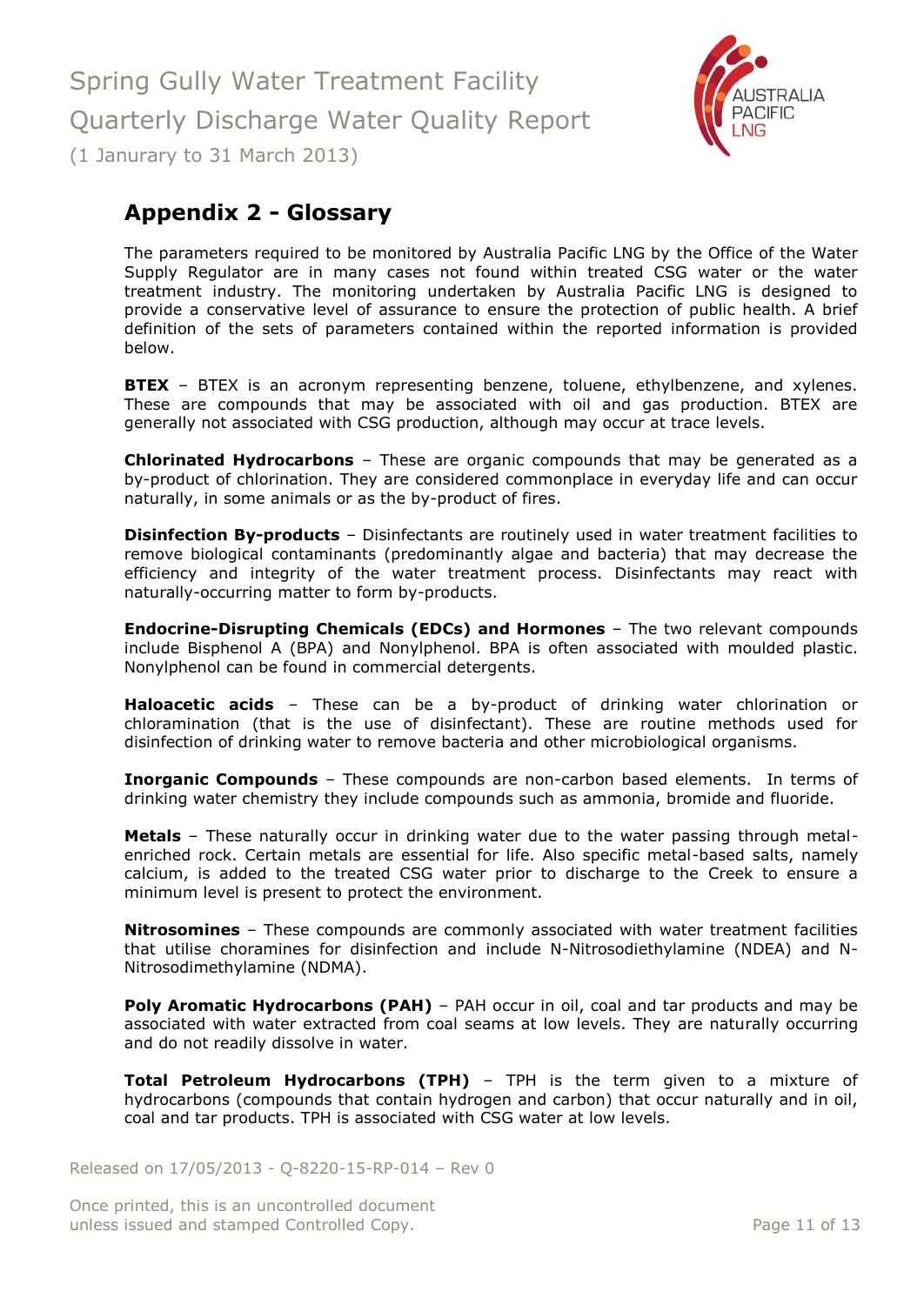## Appendix 2 - Glossary

The parameters required to be monitored by Australia Pacific LNG by the Office of the Water Supply Regulator are in many cases not found within treated CSG water or the water treatment industry. The monitoring undertaken by Australia Pacific LNG is designed to provide a conservative level of assurance to ensure the protection of public health. A brief definition of the sets of parameters contained within the reported information is provided below.

**BTEX** – BTEX is an acronym representing benzene, toluene, ethylbenzene, and xylenes. These are compounds that may be associated with oil and gas production. BTEX are generally not associated with CSG production, although may occur at trace levels.

**Chlorinated Hydrocarbons** – These are organic compounds that may be generated as a by-product of chlorination. They are considered commonplace in everyday life and can occur naturally, in some animals or as the by-product of fires.

**Disinfection By-products** – Disinfectants are routinely used in water treatment facilities to remove biological contaminants (predominantly algae and bacteria) that may decrease the efficiency and integrity of the water treatment process. Disinfectants may react with naturally-occurring matter to form by-products.

**Endocrine-Disrupting Chemicals (EDCs) and Hormones** – The two relevant compounds include Bisphenol A (BPA) and Nonylphenol. BPA is often associated with moulded plastic. Nonylphenol can be found in commercial detergents.

**Haloacetic acids** – These can be a by-product of drinking water chlorination or chloramination (that is the use of disinfectant). These are routine methods used for disinfection of drinking water to remove bacteria and other microbiological organisms.

**Inorganic Compounds** – These compounds are non-carbon based elements. In terms of drinking water chemistry they include compounds such as ammonia, bromide and fluoride.

**Metals** – These naturally occur in drinking water due to the water passing through metal-enriched rock. Certain metals are essential for life. Also specific metal-based salts, namely calcium, is added to the treated CSG water prior to discharge to the Creek to ensure a minimum level is present to protect the environment.

**Nitrosomines** – These compounds are commonly associated with water treatment facilities that utilise choramines for disinfection and include N-Nitrosodiethylamine (NDEA) and N-Nitrosodimethylamine (NDMA).

**Poly Aromatic Hydrocarbons (PAH)** – PAH occur in oil, coal and tar products and may be associated with water extracted from coal seams at low levels. They are naturally occurring and do not readily dissolve in water.

**Total Petroleum Hydrocarbons (TPH)** – TPH is the term given to a mixture of hydrocarbons (compounds that contain hydrogen and carbon) that occur naturally and in oil, coal and tar products. TPH is associated with CSG water at low levels.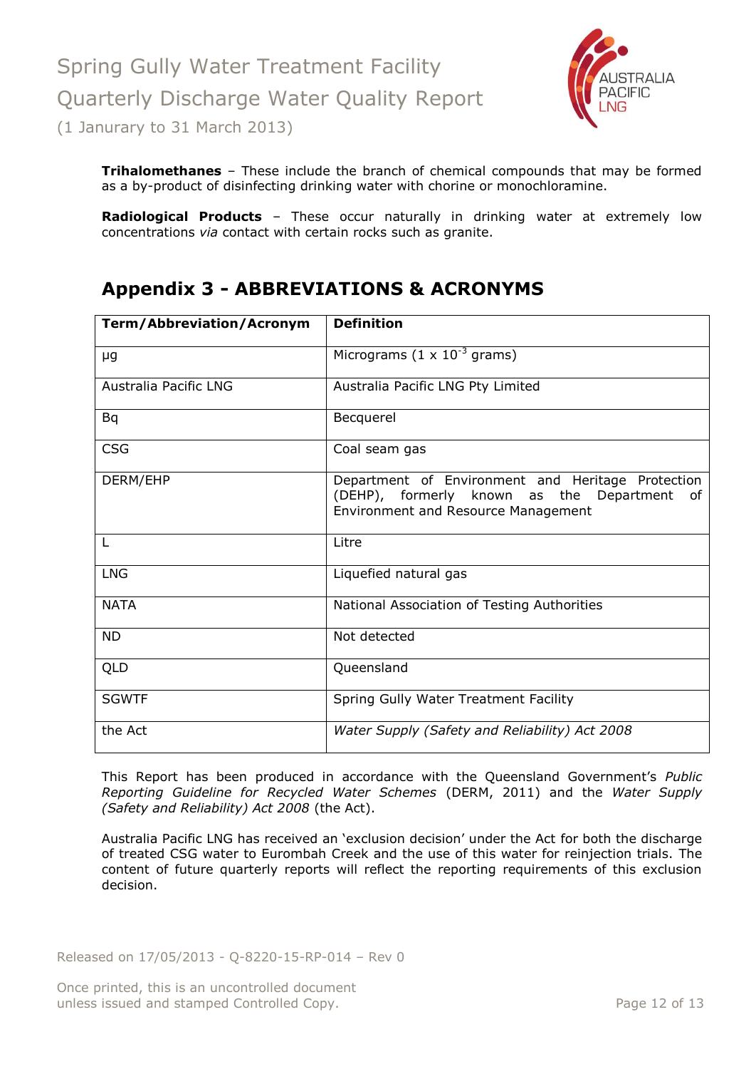**Trihalomethanes** – These include the branch of chemical compounds that may be formed as a by-product of disinfecting drinking water with chorine or monochloramine.

**Radiological Products** – These occur naturally in drinking water at extremely low concentrations *via* contact with certain rocks such as granite.

## Appendix 3 - ABBREVIATIONS & ACRONYMS

| Term/Abbreviation/Acronym | Definition |
|---|---|
| µg | Micrograms (1 x $10^{-3}$ grams) |
| Australia Pacific LNG | Australia Pacific LNG Pty Limited |
| Bq | Becquerel |
| CSG | Coal seam gas |
| DERM/EHP | Department of Environment and Heritage Protection (DEHP), formerly known as the Department of Environment and Resource Management |
| L | Litre |
| LNG | Liquefied natural gas |
| NATA | National Association of Testing Authorities |
| ND | Not detected |
| QLD | Queensland |
| SGWTF | Spring Gully Water Treatment Facility |
| the Act | *Water Supply (Safety and Reliability) Act 2008* |

This Report has been produced in accordance with the Queensland Government's *Public Reporting Guideline for Recycled Water Schemes* (DERM, 2011) and the *Water Supply (Safety and Reliability) Act 2008* (the Act).

Australia Pacific LNG has received an 'exclusion decision' under the Act for both the discharge of treated CSG water to Eurombah Creek and the use of this water for reinjection trials. The content of future quarterly reports will reflect the reporting requirements of this exclusion decision.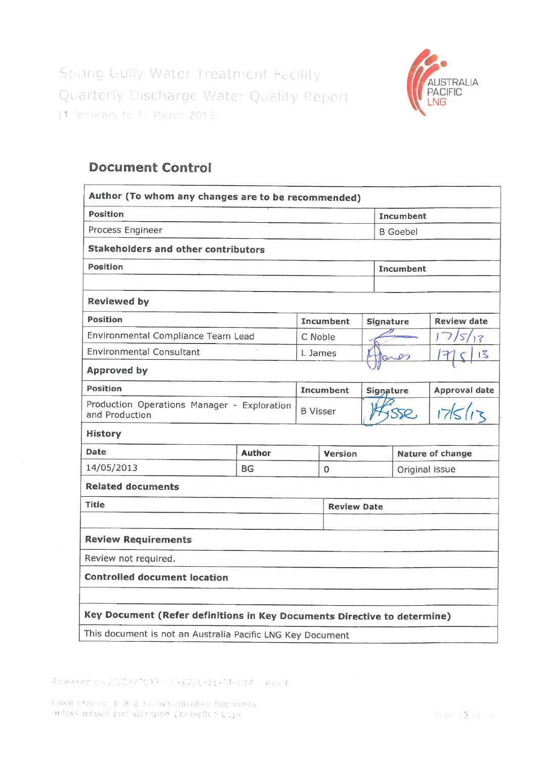## Document Control

| Author (To whom any changes are to be recommended) | | | |
|---|---|---|---|
| **Position** | | **Incumbent** | |
| Process Engineer | | B Goebel | |
| **Stakeholders and other contributors** | | | |
| **Position** | | **Incumbent** | |
| | | | |
| **Reviewed by** | | | |
| **Position** | **Incumbent** | **Signature** | **Review date** |
| Environmental Compliance Team Lead | C Noble | | 17/5/13 |
| Environmental Consultant | L James | | 17/5/13 |
| **Approved by** | | | |
| **Position** | **Incumbent** | **Signature** | **Approval date** |
| Production Operations Manager - Exploration and Production | B Visser | | 17/5/13 |

| History | | | |
|---|---|---|---|
| **Date** | **Author** | **Version** | **Nature of change** |
| 14/05/2013 | BG | 0 | Original issue |

| Related documents | |
|---|---|
| **Title** | **Review Date** |
| | |

**Review Requirements**

Review not required.

**Controlled document location**

**Key Document (Refer definitions in Key Documents Directive to determine)**

This document is not an Australia Pacific LNG Key Document